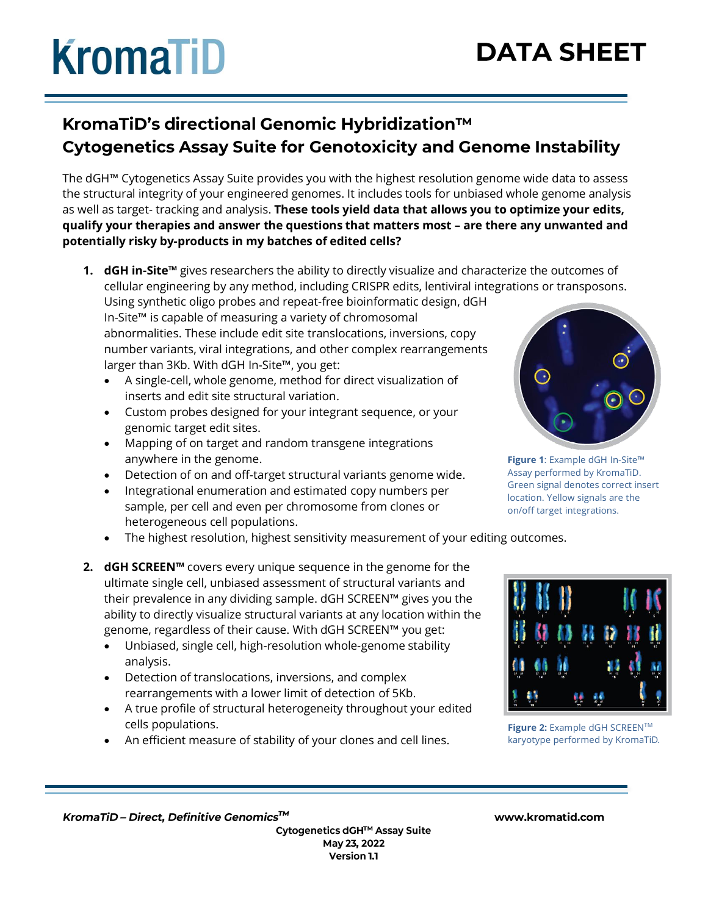KromaTiD

# DATA SHEET

## KromaTiD's directional Genomic Hybridization™ Cytogenetics Assay Suite for Genotoxicity and Genome Instability

The dGH™ Cytogenetics Assay Suite provides you with the highest resolution genome wide data to assess the structural integrity of your engineered genomes. It includes tools for unbiased whole genome analysis as well as target- tracking and analysis. **These tools yield data that allows you to optimize your edits, qualify your therapies and answer the questions that matters most – are there any unwanted and potentially risky by-products in my batches of edited cells?**

1. **dGH in-Site™** gives researchers the ability to directly visualize and characterize the outcomes of cellular engineering by any method, including CRISPR edits, lentiviral integrations or transposons. Using synthetic oligo probes and repeat-free bioinformatic design, dGH In-Site™ is capable of measuring a variety of chromosomal abnormalities. These include edit site translocations, inversions, copy number variants, viral integrations, and other complex rearrangements larger than 3Kb. With dGH In-Site™, you get:
   - A single-cell, whole genome, method for direct visualization of inserts and edit site structural variation.
   - Custom probes designed for your integrant sequence, or your genomic target edit sites.
   - Mapping of on target and random transgene integrations anywhere in the genome.
   - Detection of on and off-target structural variants genome wide.
   - Integrational enumeration and estimated copy numbers per sample, per cell and even per chromosome from clones or heterogeneous cell populations.
   - The highest resolution, highest sensitivity measurement of your editing outcomes.

**Figure 1**: Example dGH In-Site™ Assay performed by KromaTiD. Green signal denotes correct insert location. Yellow signals are the on/off target integrations.

2. **dGH SCREEN™** covers every unique sequence in the genome for the ultimate single cell, unbiased assessment of structural variants and their prevalence in any dividing sample. dGH SCREEN™ gives you the ability to directly visualize structural variants at any location within the genome, regardless of their cause. With dGH SCREEN™ you get:
   - Unbiased, single cell, high-resolution whole-genome stability analysis.
   - Detection of translocations, inversions, and complex rearrangements with a lower limit of detection of 5Kb.
   - A true profile of structural heterogeneity throughout your edited cells populations.
   - An efficient measure of stability of your clones and cell lines.

**Figure 2:** Example dGH SCREEN™ karyotype performed by KromaTiD.

*KromaTiD – Direct, Definitive Genomics™* www.kromatid.com

**Cytogenetics dGH™ Assay Suite**
**May 23, 2022**
**Version 1.1**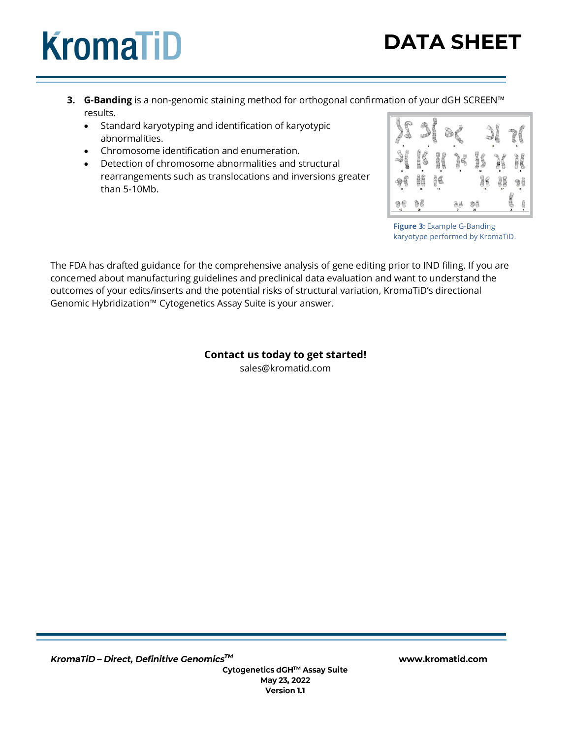3. **G-Banding** is a non-genomic staining method for orthogonal confirmation of your dGH SCREEN™ results.
    - Standard karyotyping and identification of karyotypic abnormalities.
    - Chromosome identification and enumeration.
    - Detection of chromosome abnormalities and structural rearrangements such as translocations and inversions greater than 5-10Mb.

**Figure 3:** Example G-Banding karyotype performed by KromaTiD.

The FDA has drafted guidance for the comprehensive analysis of gene editing prior to IND filing. If you are concerned about manufacturing guidelines and preclinical data evaluation and want to understand the outcomes of your edits/inserts and the potential risks of structural variation, KromaTiD's directional Genomic Hybridization™ Cytogenetics Assay Suite is your answer.

**Contact us today to get started!**

sales@kromatid.com